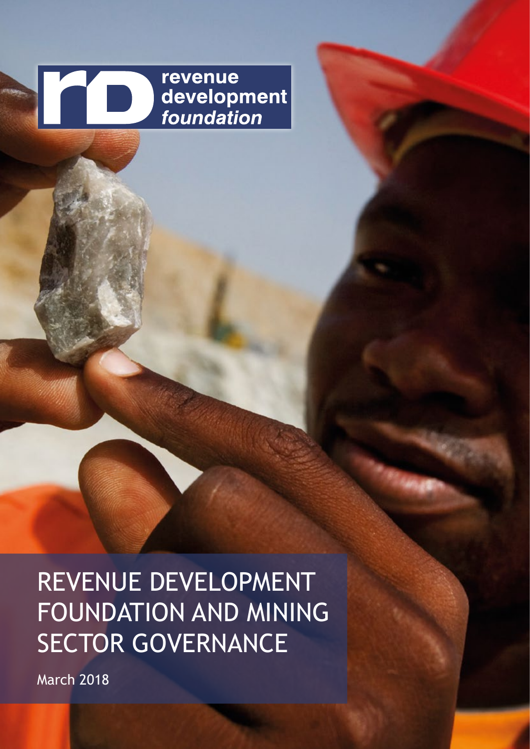revenue development *foundation*

# REVENUE DEVELOPMENT FOUNDATION AND MINING SECTOR GOVERNANCE

March 2018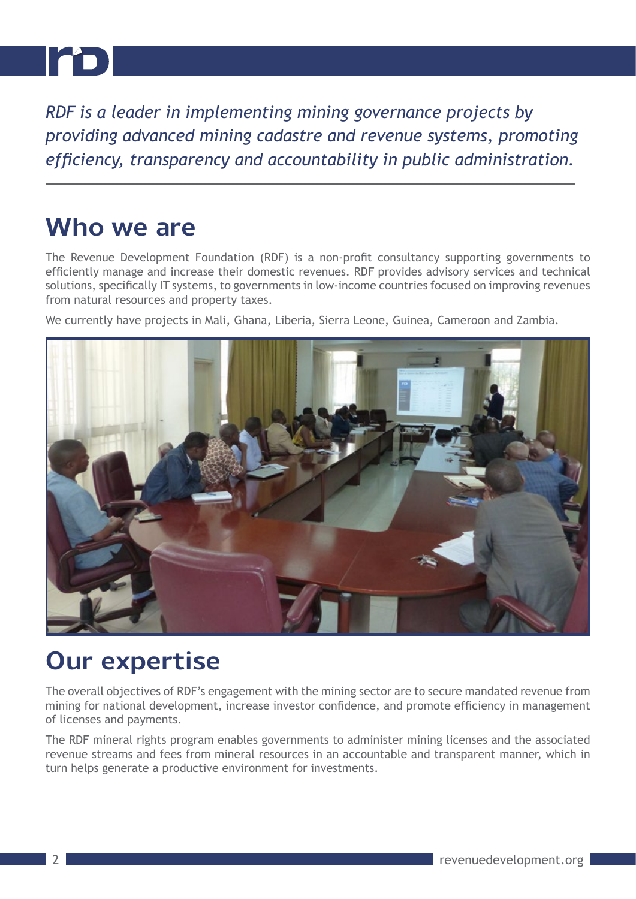*RDF is a leader in implementing mining governance projects by providing advanced mining cadastre and revenue systems, promoting efficiency, transparency and accountability in public administration.*

## Who we are

The Revenue Development Foundation (RDF) is a non-profit consultancy supporting governments to efficiently manage and increase their domestic revenues. RDF provides advisory services and technical solutions, specifically IT systems, to governments in low-income countries focused on improving revenues from natural resources and property taxes.

We currently have projects in Mali, Ghana, Liberia, Sierra Leone, Guinea, Cameroon and Zambia.

## Our expertise

The overall objectives of RDF's engagement with the mining sector are to secure mandated revenue from mining for national development, increase investor confidence, and promote efficiency in management of licenses and payments.

The RDF mineral rights program enables governments to administer mining licenses and the associated revenue streams and fees from mineral resources in an accountable and transparent manner, which in turn helps generate a productive environment for investments.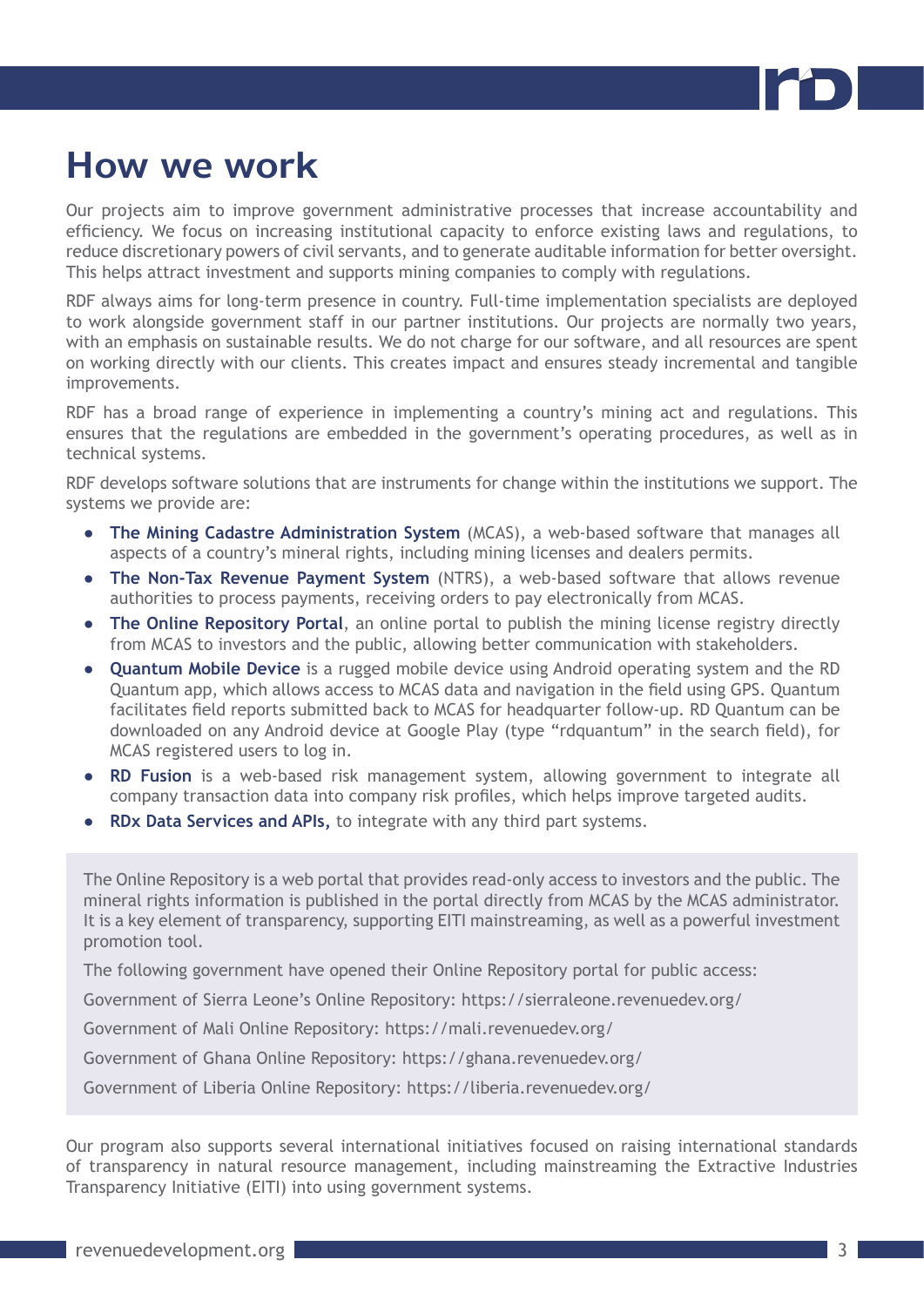# How we work

Our projects aim to improve government administrative processes that increase accountability and efficiency. We focus on increasing institutional capacity to enforce existing laws and regulations, to reduce discretionary powers of civil servants, and to generate auditable information for better oversight. This helps attract investment and supports mining companies to comply with regulations.

RDF always aims for long-term presence in country. Full-time implementation specialists are deployed to work alongside government staff in our partner institutions. Our projects are normally two years, with an emphasis on sustainable results. We do not charge for our software, and all resources are spent on working directly with our clients. This creates impact and ensures steady incremental and tangible improvements.

RDF has a broad range of experience in implementing a country's mining act and regulations. This ensures that the regulations are embedded in the government's operating procedures, as well as in technical systems.

RDF develops software solutions that are instruments for change within the institutions we support. The systems we provide are:

- **The Mining Cadastre Administration System** (MCAS), a web-based software that manages all aspects of a country's mineral rights, including mining licenses and dealers permits.
- **The Non-Tax Revenue Payment System** (NTRS), a web-based software that allows revenue authorities to process payments, receiving orders to pay electronically from MCAS.
- **The Online Repository Portal**, an online portal to publish the mining license registry directly from MCAS to investors and the public, allowing better communication with stakeholders.
- **Quantum Mobile Device** is a rugged mobile device using Android operating system and the RD Quantum app, which allows access to MCAS data and navigation in the field using GPS. Quantum facilitates field reports submitted back to MCAS for headquarter follow-up. RD Quantum can be downloaded on any Android device at Google Play (type "rdquantum" in the search field), for MCAS registered users to log in.
- **RD Fusion** is a web-based risk management system, allowing government to integrate all company transaction data into company risk profiles, which helps improve targeted audits.
- **RDx Data Services and APIs,** to integrate with any third part systems.

The Online Repository is a web portal that provides read-only access to investors and the public. The mineral rights information is published in the portal directly from MCAS by the MCAS administrator. It is a key element of transparency, supporting EITI mainstreaming, as well as a powerful investment promotion tool.

The following government have opened their Online Repository portal for public access:

Government of Sierra Leone's Online Repository: https://sierraleone.revenuedev.org/

Government of Mali Online Repository: https://mali.revenuedev.org/

Government of Ghana Online Repository: https://ghana.revenuedev.org/

Government of Liberia Online Repository: https://liberia.revenuedev.org/

Our program also supports several international initiatives focused on raising international standards of transparency in natural resource management, including mainstreaming the Extractive Industries Transparency Initiative (EITI) into using government systems.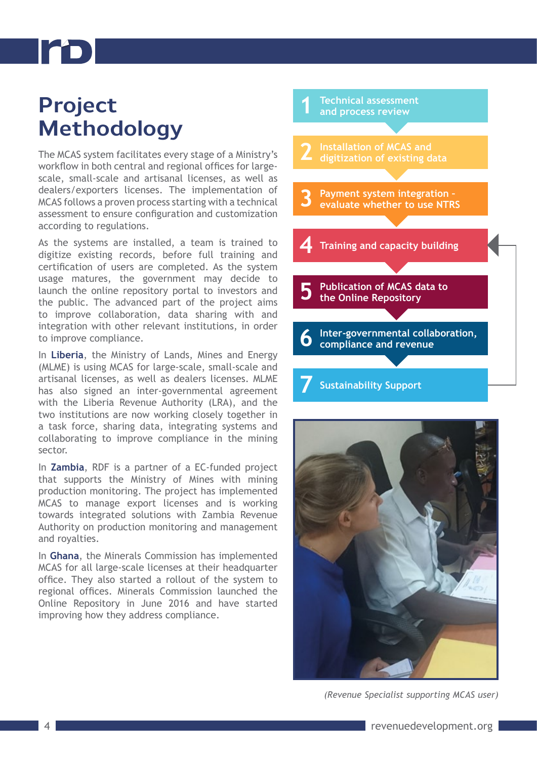# Project Methodology

The MCAS system facilitates every stage of a Ministry's workflow in both central and regional offices for large-scale, small-scale and artisanal licenses, as well as dealers/exporters licenses. The implementation of MCAS follows a proven process starting with a technical assessment to ensure configuration and customization according to regulations.

As the systems are installed, a team is trained to digitize existing records, before full training and certification of users are completed. As the system usage matures, the government may decide to launch the online repository portal to investors and the public. The advanced part of the project aims to improve collaboration, data sharing with and integration with other relevant institutions, in order to improve compliance.

In **Liberia**, the Ministry of Lands, Mines and Energy (MLME) is using MCAS for large-scale, small-scale and artisanal licenses, as well as dealers licenses. MLME has also signed an inter-governmental agreement with the Liberia Revenue Authority (LRA), and the two institutions are now working closely together in a task force, sharing data, integrating systems and collaborating to improve compliance in the mining sector.

In **Zambia**, RDF is a partner of a EC-funded project that supports the Ministry of Mines with mining production monitoring. The project has implemented MCAS to manage export licenses and is working towards integrated solutions with Zambia Revenue Authority on production monitoring and management and royalties.

In **Ghana**, the Minerals Commission has implemented MCAS for all large-scale licenses at their headquarter office. They also started a rollout of the system to regional offices. Minerals Commission launched the Online Repository in June 2016 and have started improving how they address compliance.

1. Technical assessment and process review
2. Installation of MCAS and digitization of existing data
3. Payment system integration - evaluate whether to use NTRS
4. Training and capacity building
5. Publication of MCAS data to the Online Repository
6. Inter-governmental collaboration, compliance and revenue
7. Sustainability Support

*(Revenue Specialist supporting MCAS user)*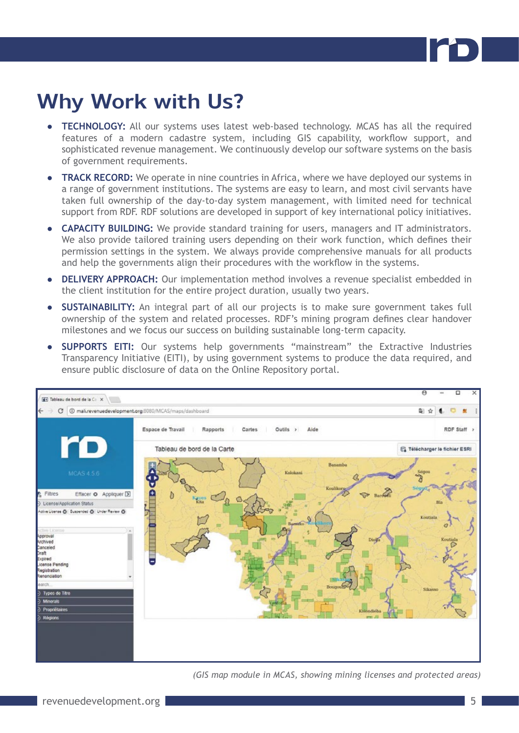# Why Work with Us?

- **TECHNOLOGY:** All our systems uses latest web-based technology. MCAS has all the required features of a modern cadastre system, including GIS capability, workflow support, and sophisticated revenue management. We continuously develop our software systems on the basis of government requirements.
- **TRACK RECORD:** We operate in nine countries in Africa, where we have deployed our systems in a range of government institutions. The systems are easy to learn, and most civil servants have taken full ownership of the day-to-day system management, with limited need for technical support from RDF. RDF solutions are developed in support of key international policy initiatives.
- **CAPACITY BUILDING:** We provide standard training for users, managers and IT administrators. We also provide tailored training users depending on their work function, which defines their permission settings in the system. We always provide comprehensive manuals for all products and help the governments align their procedures with the workflow in the systems.
- **DELIVERY APPROACH:** Our implementation method involves a revenue specialist embedded in the client institution for the entire project duration, usually two years.
- **SUSTAINABILITY:** An integral part of all our projects is to make sure government takes full ownership of the system and related processes. RDF's mining program defines clear handover milestones and we focus our success on building sustainable long-term capacity.
- **SUPPORTS EITI:** Our systems help governments "mainstream" the Extractive Industries Transparency Initiative (EITI), by using government systems to produce the data required, and ensure public disclosure of data on the Online Repository portal.

*(GIS map module in MCAS, showing mining licenses and protected areas)*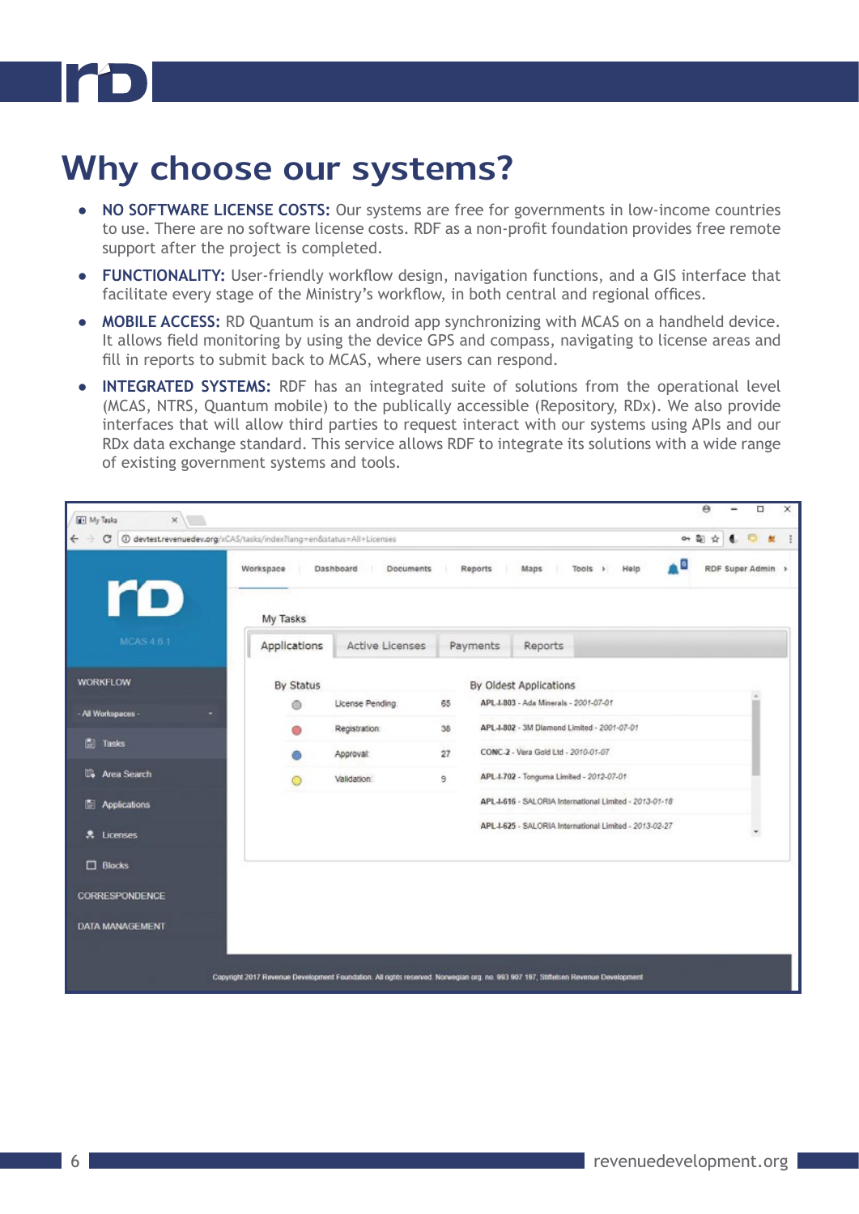# Why choose our systems?

- **NO SOFTWARE LICENSE COSTS:** Our systems are free for governments in low-income countries to use. There are no software license costs. RDF as a non-profit foundation provides free remote support after the project is completed.
- **FUNCTIONALITY:** User-friendly workflow design, navigation functions, and a GIS interface that facilitate every stage of the Ministry's workflow, in both central and regional offices.
- **MOBILE ACCESS:** RD Quantum is an android app synchronizing with MCAS on a handheld device. It allows field monitoring by using the device GPS and compass, navigating to license areas and fill in reports to submit back to MCAS, where users can respond.
- **INTEGRATED SYSTEMS:** RDF has an integrated suite of solutions from the operational level (MCAS, NTRS, Quantum mobile) to the publically accessible (Repository, RDx). We also provide interfaces that will allow third parties to request interact with our systems using APIs and our RDx data exchange standard. This service allows RDF to integrate its solutions with a wide range of existing government systems and tools.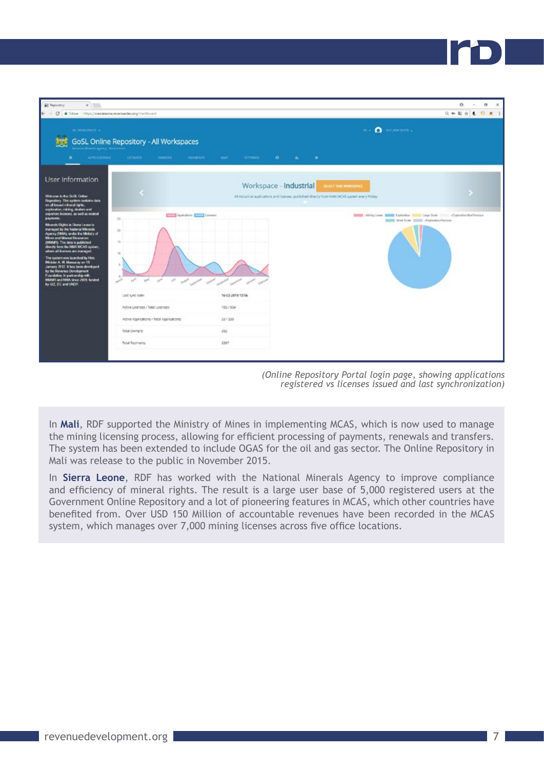(Online Repository Portal login page, showing applications registered vs licenses issued and last synchronization)

In **Mali**, RDF supported the Ministry of Mines in implementing MCAS, which is now used to manage the mining licensing process, allowing for efficient processing of payments, renewals and transfers. The system has been extended to include OGAS for the oil and gas sector. The Online Repository in Mali was release to the public in November 2015.

In **Sierra Leone**, RDF has worked with the National Minerals Agency to improve compliance and efficiency of mineral rights. The result is a large user base of 5,000 registered users at the Government Online Repository and a lot of pioneering features in MCAS, which other countries have benefited from. Over USD 150 Million of accountable revenues have been recorded in the MCAS system, which manages over 7,000 mining licenses across five office locations.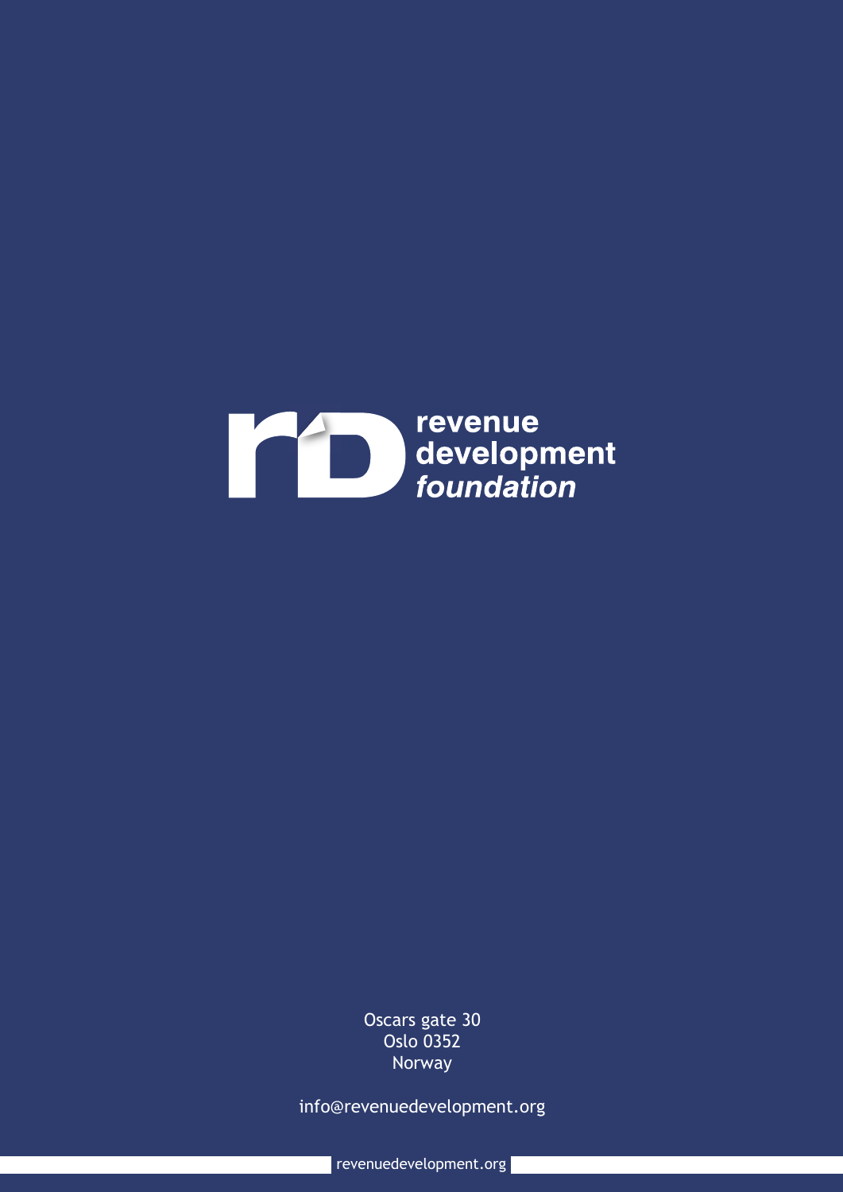revenue
development
*foundation*

Oscars gate 30
Oslo 0352
Norway

info@revenuedevelopment.org

revenuedevelopment.org